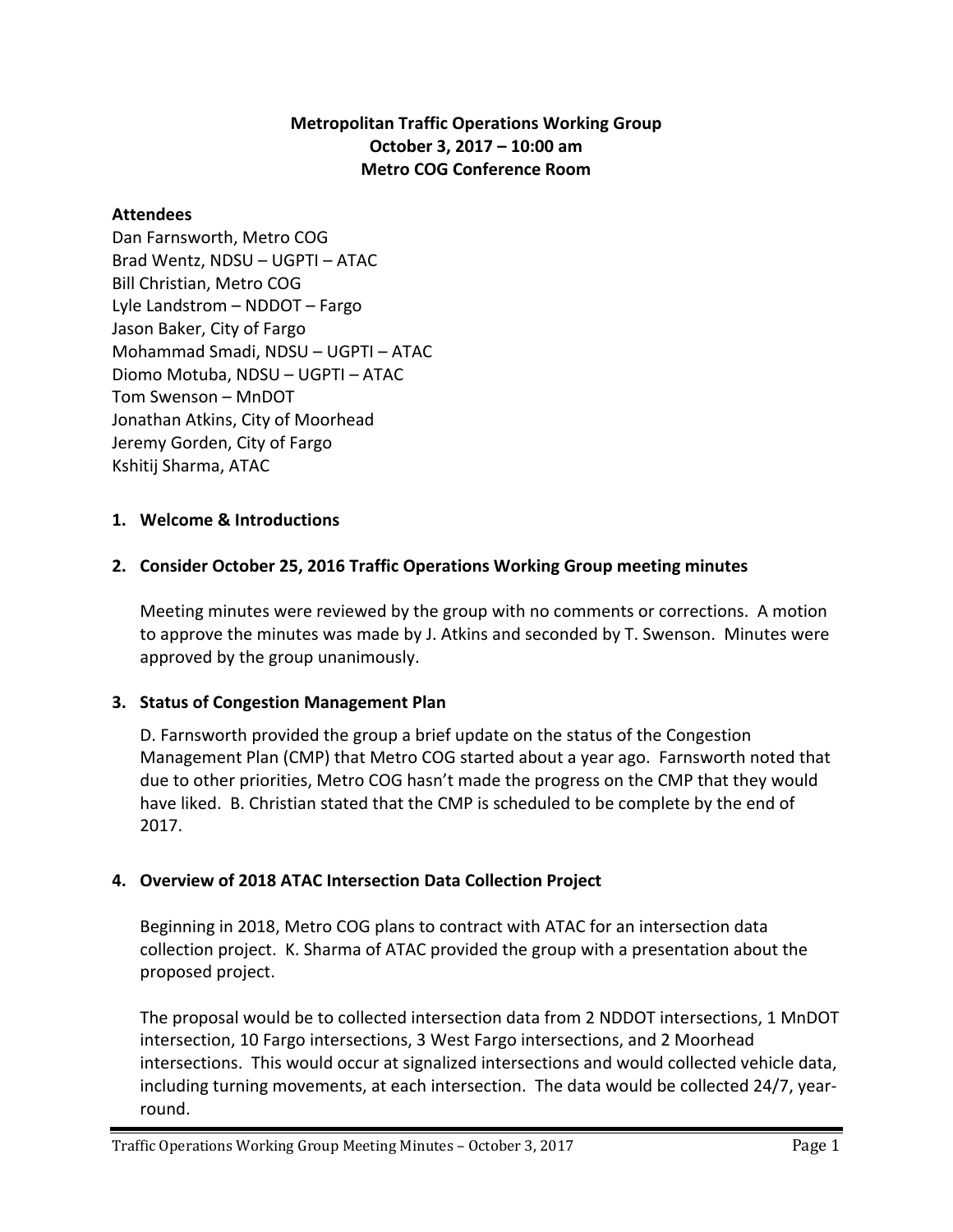**Metropolitan Traffic Operations Working Group**
**October 3, 2017 – 10:00 am**
**Metro COG Conference Room**

**Attendees**

Dan Farnsworth, Metro COG
Brad Wentz, NDSU – UGPTI – ATAC
Bill Christian, Metro COG
Lyle Landstrom – NDDOT – Fargo
Jason Baker, City of Fargo
Mohammad Smadi, NDSU – UGPTI – ATAC
Diomo Motuba, NDSU – UGPTI – ATAC
Tom Swenson – MnDOT
Jonathan Atkins, City of Moorhead
Jeremy Gorden, City of Fargo
Kshitij Sharma, ATAC

**1. Welcome & Introductions**

**2. Consider October 25, 2016 Traffic Operations Working Group meeting minutes**

Meeting minutes were reviewed by the group with no comments or corrections. A motion to approve the minutes was made by J. Atkins and seconded by T. Swenson. Minutes were approved by the group unanimously.

**3. Status of Congestion Management Plan**

D. Farnsworth provided the group a brief update on the status of the Congestion Management Plan (CMP) that Metro COG started about a year ago. Farnsworth noted that due to other priorities, Metro COG hasn't made the progress on the CMP that they would have liked. B. Christian stated that the CMP is scheduled to be complete by the end of 2017.

**4. Overview of 2018 ATAC Intersection Data Collection Project**

Beginning in 2018, Metro COG plans to contract with ATAC for an intersection data collection project. K. Sharma of ATAC provided the group with a presentation about the proposed project.

The proposal would be to collected intersection data from 2 NDDOT intersections, 1 MnDOT intersection, 10 Fargo intersections, 3 West Fargo intersections, and 2 Moorhead intersections. This would occur at signalized intersections and would collected vehicle data, including turning movements, at each intersection. The data would be collected 24/7, year-round.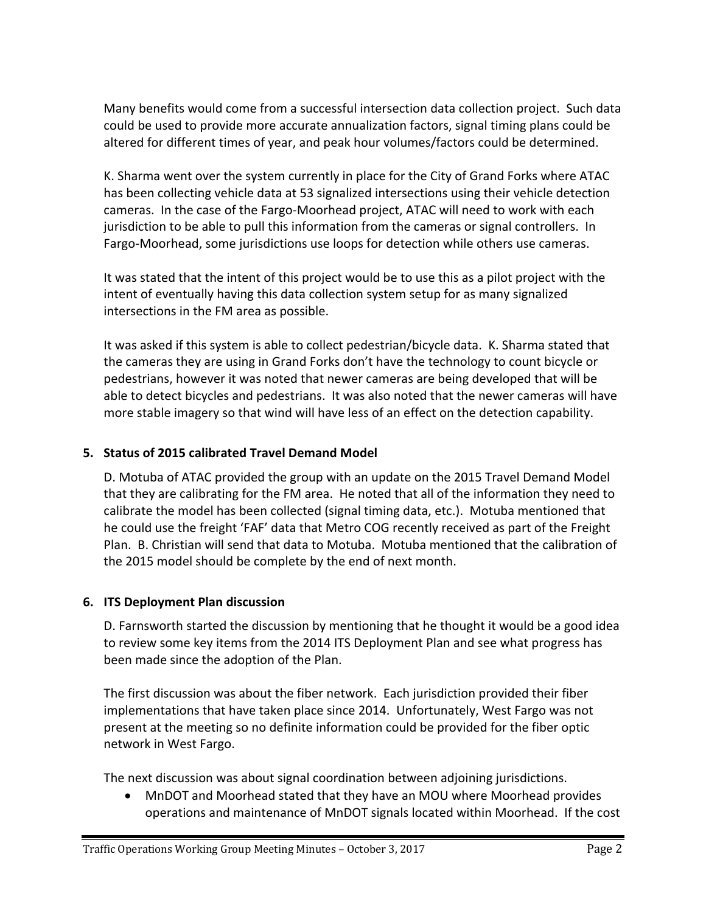Many benefits would come from a successful intersection data collection project. Such data could be used to provide more accurate annualization factors, signal timing plans could be altered for different times of year, and peak hour volumes/factors could be determined.

K. Sharma went over the system currently in place for the City of Grand Forks where ATAC has been collecting vehicle data at 53 signalized intersections using their vehicle detection cameras. In the case of the Fargo-Moorhead project, ATAC will need to work with each jurisdiction to be able to pull this information from the cameras or signal controllers. In Fargo-Moorhead, some jurisdictions use loops for detection while others use cameras.

It was stated that the intent of this project would be to use this as a pilot project with the intent of eventually having this data collection system setup for as many signalized intersections in the FM area as possible.

It was asked if this system is able to collect pedestrian/bicycle data. K. Sharma stated that the cameras they are using in Grand Forks don't have the technology to count bicycle or pedestrians, however it was noted that newer cameras are being developed that will be able to detect bicycles and pedestrians. It was also noted that the newer cameras will have more stable imagery so that wind will have less of an effect on the detection capability.

**5. Status of 2015 calibrated Travel Demand Model**

D. Motuba of ATAC provided the group with an update on the 2015 Travel Demand Model that they are calibrating for the FM area. He noted that all of the information they need to calibrate the model has been collected (signal timing data, etc.). Motuba mentioned that he could use the freight 'FAF' data that Metro COG recently received as part of the Freight Plan. B. Christian will send that data to Motuba. Motuba mentioned that the calibration of the 2015 model should be complete by the end of next month.

**6. ITS Deployment Plan discussion**

D. Farnsworth started the discussion by mentioning that he thought it would be a good idea to review some key items from the 2014 ITS Deployment Plan and see what progress has been made since the adoption of the Plan.

The first discussion was about the fiber network. Each jurisdiction provided their fiber implementations that have taken place since 2014. Unfortunately, West Fargo was not present at the meeting so no definite information could be provided for the fiber optic network in West Fargo.

The next discussion was about signal coordination between adjoining jurisdictions.

- MnDOT and Moorhead stated that they have an MOU where Moorhead provides operations and maintenance of MnDOT signals located within Moorhead. If the cost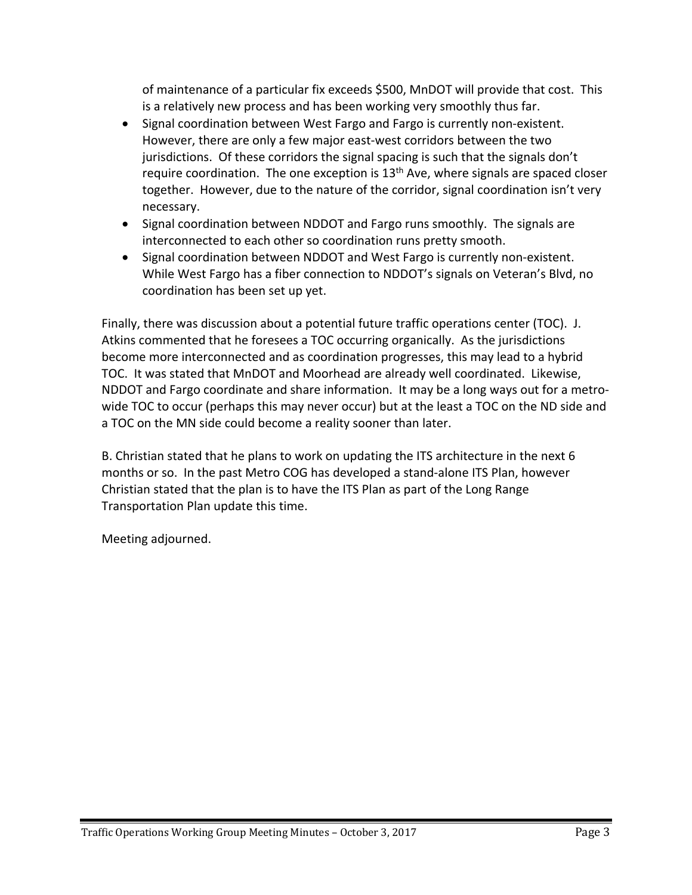of maintenance of a particular fix exceeds $500, MnDOT will provide that cost. This is a relatively new process and has been working very smoothly thus far.

- Signal coordination between West Fargo and Fargo is currently non-existent. However, there are only a few major east-west corridors between the two jurisdictions. Of these corridors the signal spacing is such that the signals don't require coordination. The one exception is 13th Ave, where signals are spaced closer together. However, due to the nature of the corridor, signal coordination isn't very necessary.
- Signal coordination between NDDOT and Fargo runs smoothly. The signals are interconnected to each other so coordination runs pretty smooth.
- Signal coordination between NDDOT and West Fargo is currently non-existent. While West Fargo has a fiber connection to NDDOT's signals on Veteran's Blvd, no coordination has been set up yet.

Finally, there was discussion about a potential future traffic operations center (TOC). J. Atkins commented that he foresees a TOC occurring organically. As the jurisdictions become more interconnected and as coordination progresses, this may lead to a hybrid TOC. It was stated that MnDOT and Moorhead are already well coordinated. Likewise, NDDOT and Fargo coordinate and share information. It may be a long ways out for a metro-wide TOC to occur (perhaps this may never occur) but at the least a TOC on the ND side and a TOC on the MN side could become a reality sooner than later.

B. Christian stated that he plans to work on updating the ITS architecture in the next 6 months or so. In the past Metro COG has developed a stand-alone ITS Plan, however Christian stated that the plan is to have the ITS Plan as part of the Long Range Transportation Plan update this time.

Meeting adjourned.